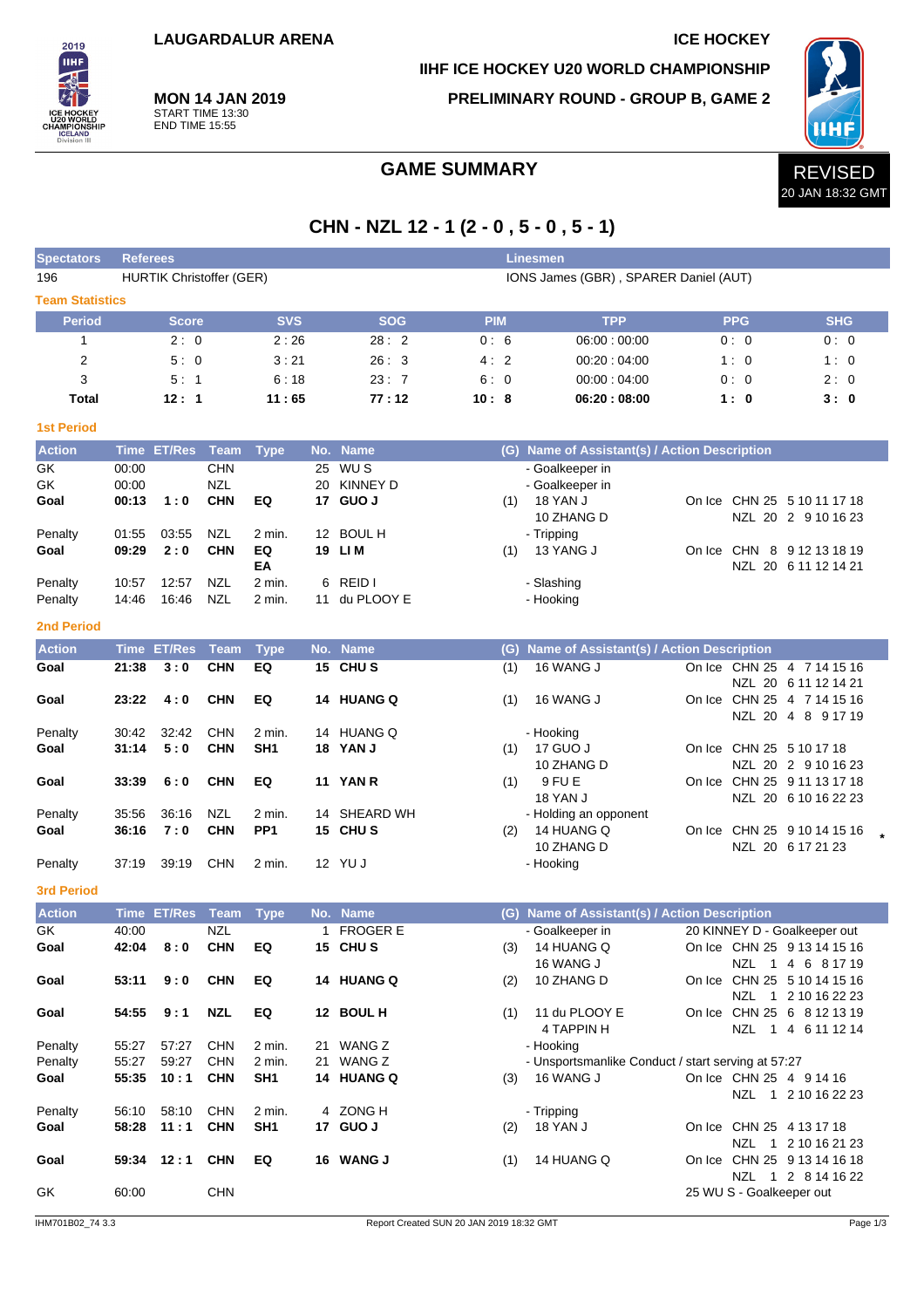LAUGARDALUR ARENA

ICE HOCKEY

IIHF ICE HOCKEY U20 WORLD CHAMPIONSHIP

**MON 14 JAN 2019**
START TIME 13:30
END TIME 15:55

PRELIMINARY ROUND - GROUP B, GAME 2

# GAME SUMMARY

REVISED
20 JAN 18:32 GMT

## CHN - NZL 12 - 1 (2 - 0 , 5 - 0 , 5 - 1)

| Spectators | Referees | Linesmen |
|---|---|---|
| 196 | HURTIK Christoffer (GER) | IONS James (GBR) , SPARER Daniel (AUT) |

### Team Statistics

| Period | Score | SVS | SOG | PIM | TPP | PPG | SHG |
|---|---|---|---|---|---|---|---|
| 1 | 2 : 0 | 2 : 26 | 28 : 2 | 0 : 6 | 06:00 : 00:00 | 0 : 0 | 0 : 0 |
| 2 | 5 : 0 | 3 : 21 | 26 : 3 | 4 : 2 | 00:20 : 04:00 | 1 : 0 | 1 : 0 |
| 3 | 5 : 1 | 6 : 18 | 23 : 7 | 6 : 0 | 00:00 : 04:00 | 0 : 0 | 2 : 0 |
| **Total** | **12 : 1** | **11 : 65** | **77 : 12** | **10 : 8** | **06:20 : 08:00** | **1 : 0** | **3 : 0** |

### 1st Period

| Action | Time | ET/Res | Team | Type | No. | Name | (G) | Name of Assistant(s) / Action Description | On Ice |
|---|---|---|---|---|---|---|---|---|---|
| GK | 00:00 | | CHN | | 25 | WU S | | - Goalkeeper in | |
| GK | 00:00 | | NZL | | 20 | KINNEY D | | - Goalkeeper in | |
| **Goal** | **00:13** | **1 : 0** | **CHN** | **EQ** | **17** | **GUO J** | (1) | 18 YAN J<br>10 ZHANG D | CHN 25 5 10 11 17 18<br>NZL 20 2 9 10 16 23 |
| Penalty | 01:55 | 03:55 | NZL | 2 min. | 12 | BOUL H | | - Tripping | |
| **Goal** | **09:29** | **2 : 0** | **CHN** | **EQ<br>EA** | **19** | **LI M** | (1) | 13 YANG J | CHN 8 9 12 13 18 19<br>NZL 20 6 11 12 14 21 |
| Penalty | 10:57 | 12:57 | NZL | 2 min. | 6 | REID I | | - Slashing | |
| Penalty | 14:46 | 16:46 | NZL | 2 min. | 11 | du PLOOY E | | - Hooking | |

### 2nd Period

| Action | Time | ET/Res | Team | Type | No. | Name | (G) | Name of Assistant(s) / Action Description | On Ice |
|---|---|---|---|---|---|---|---|---|---|
| **Goal** | **21:38** | **3 : 0** | **CHN** | **EQ** | **15** | **CHU S** | (1) | 16 WANG J | CHN 25 4 7 14 15 16<br>NZL 20 6 11 12 14 21 |
| **Goal** | **23:22** | **4 : 0** | **CHN** | **EQ** | **14** | **HUANG Q** | (1) | 16 WANG J | CHN 25 4 7 14 15 16<br>NZL 20 4 8 9 17 19 |
| Penalty | 30:42 | 32:42 | CHN | 2 min. | 14 | HUANG Q | | - Hooking | |
| **Goal** | **31:14** | **5 : 0** | **CHN** | **SH1** | **18** | **YAN J** | (1) | 17 GUO J<br>10 ZHANG D | CHN 25 5 10 17 18<br>NZL 20 2 9 10 16 23 |
| **Goal** | **33:39** | **6 : 0** | **CHN** | **EQ** | **11** | **YAN R** | (1) | 9 FU E<br>18 YAN J | CHN 25 9 11 13 17 18<br>NZL 20 6 10 16 22 23 |
| Penalty | 35:56 | 36:16 | NZL | 2 min. | 14 | SHEARD WH | | - Holding an opponent | |
| **Goal** | **36:16** | **7 : 0** | **CHN** | **PP1** | **15** | **CHU S** | (2) | 14 HUANG Q<br>10 ZHANG D | CHN 25 9 10 14 15 16 *<br>NZL 20 6 17 21 23 |
| Penalty | 37:19 | 39:19 | CHN | 2 min. | 12 | YU J | | - Hooking | |

### 3rd Period

| Action | Time | ET/Res | Team | Type | No. | Name | (G) | Name of Assistant(s) / Action Description | On Ice |
|---|---|---|---|---|---|---|---|---|---|
| GK | 40:00 | | NZL | | 1 | FROGER E | | - Goalkeeper in | 20 KINNEY D - Goalkeeper out |
| **Goal** | **42:04** | **8 : 0** | **CHN** | **EQ** | **15** | **CHU S** | (3) | 14 HUANG Q<br>16 WANG J | CHN 25 9 13 14 15 16<br>NZL 1 4 6 8 17 19 |
| **Goal** | **53:11** | **9 : 0** | **CHN** | **EQ** | **14** | **HUANG Q** | (2) | 10 ZHANG D | CHN 25 5 10 14 15 16<br>NZL 1 2 10 16 22 23 |
| **Goal** | **54:55** | **9 : 1** | **NZL** | **EQ** | **12** | **BOUL H** | (1) | 11 du PLOOY E<br>4 TAPPIN H | CHN 25 6 8 12 13 19<br>NZL 1 4 6 11 12 14 |
| Penalty | 55:27 | 57:27 | CHN | 2 min. | 21 | WANG Z | | - Hooking | |
| Penalty | 55:27 | 59:27 | CHN | 2 min. | 21 | WANG Z | | - Unsportsmanlike Conduct / start serving at 57:27 | |
| **Goal** | **55:35** | **10 : 1** | **CHN** | **SH1** | **14** | **HUANG Q** | (3) | 16 WANG J | CHN 25 4 9 14 16<br>NZL 1 2 10 16 22 23 |
| Penalty | 56:10 | 58:10 | CHN | 2 min. | 4 | ZONG H | | - Tripping | |
| **Goal** | **58:28** | **11 : 1** | **CHN** | **SH1** | **17** | **GUO J** | (2) | 18 YAN J | CHN 25 4 13 17 18<br>NZL 1 2 10 16 21 23 |
| **Goal** | **59:34** | **12 : 1** | **CHN** | **EQ** | **16** | **WANG J** | (1) | 14 HUANG Q | CHN 25 9 13 14 16 18<br>NZL 1 2 8 14 16 22 |
| GK | 60:00 | | CHN | | | | | | 25 WU S - Goalkeeper out |

IHM701B02_74 3.3 Report Created SUN 20 JAN 2019 18:32 GMT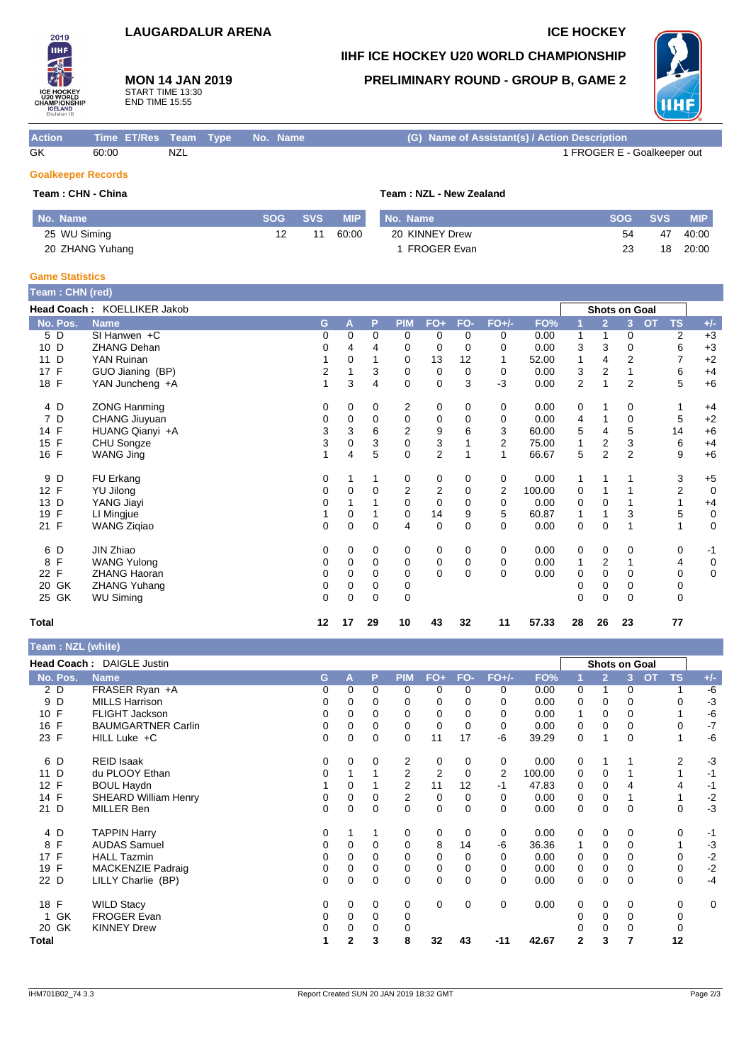# LAUGARDALUR ARENA

**ICE HOCKEY**

## IIHF ICE HOCKEY U20 WORLD CHAMPIONSHIP

## PRELIMINARY ROUND - GROUP B, GAME 2

**MON 14 JAN 2019**
START TIME 13:30
END TIME 15:55

| Action | Time | ET/Res | Team | Type | No. | Name | (G) Name of Assistant(s) / Action Description |
|---|---|---|---|---|---|---|---|
| GK | 60:00 | | NZL | | | | 1 FROGER E - Goalkeeper out |

### Goalkeeper Records

**Team : CHN - China**

| No. | Name | SOG | SVS | MIP |
|---|---|---|---|---|
| 25 | WU Siming | 12 | 11 | 60:00 |
| 20 | ZHANG Yuhang | | | |

**Team : NZL - New Zealand**

| No. | Name | SOG | SVS | MIP |
|---|---|---|---|---|
| 20 | KINNEY Drew | 54 | 47 | 40:00 |
| 1 | FROGER Evan | 23 | 18 | 20:00 |

### Game Statistics

**Team : CHN (red)**

**Head Coach :** KOELLIKER Jakob

| No. | Pos. | Name | G | A | P | PIM | FO+ | FO- | FO+/- | FO% | 1 | 2 | 3 | OT | TS | +/- |
|---|---|---|---|---|---|---|---|---|---|---|---|---|---|---|---|---|
| 5 | D | SI Hanwen +C | 0 | 0 | 0 | 0 | 0 | 0 | 0 | 0.00 | 1 | 1 | 0 | | 2 | +3 |
| 10 | D | ZHANG Dehan | 0 | 4 | 4 | 0 | 0 | 0 | 0 | 0.00 | 3 | 3 | 0 | | 6 | +3 |
| 11 | D | YAN Ruinan | 1 | 0 | 1 | 0 | 13 | 12 | 1 | 52.00 | 1 | 4 | 2 | | 7 | +2 |
| 17 | F | GUO Jianing (BP) | 2 | 1 | 3 | 0 | 0 | 0 | 0 | 0.00 | 3 | 2 | 1 | | 6 | +4 |
| 18 | F | YAN Juncheng +A | 1 | 3 | 4 | 0 | 0 | 3 | -3 | 0.00 | 2 | 1 | 2 | | 5 | +6 |
| 4 | D | ZONG Hanming | 0 | 0 | 0 | 2 | 0 | 0 | 0 | 0.00 | 0 | 1 | 0 | | 1 | +4 |
| 7 | D | CHANG Jiuyuan | 0 | 0 | 0 | 0 | 0 | 0 | 0 | 0.00 | 4 | 1 | 0 | | 5 | +2 |
| 14 | F | HUANG Qianyi +A | 3 | 3 | 6 | 2 | 9 | 6 | 3 | 60.00 | 5 | 4 | 5 | | 14 | +6 |
| 15 | F | CHU Songze | 3 | 0 | 3 | 0 | 3 | 1 | 2 | 75.00 | 1 | 2 | 3 | | 6 | +4 |
| 16 | F | WANG Jing | 1 | 4 | 5 | 0 | 2 | 1 | 1 | 66.67 | 5 | 2 | 2 | | 9 | +6 |
| 9 | D | FU Erkang | 0 | 1 | 1 | 0 | 0 | 0 | 0 | 0.00 | 1 | 1 | 1 | | 3 | +5 |
| 12 | F | YU Jilong | 0 | 0 | 0 | 2 | 2 | 0 | 2 | 100.00 | 0 | 1 | 1 | | 2 | 0 |
| 13 | D | YANG Jiayi | 0 | 1 | 1 | 0 | 0 | 0 | 0 | 0.00 | 0 | 0 | 1 | | 1 | +4 |
| 19 | F | LI Mingjue | 1 | 0 | 1 | 0 | 14 | 9 | 5 | 60.87 | 1 | 1 | 3 | | 5 | 0 |
| 21 | F | WANG Ziqiao | 0 | 0 | 0 | 4 | 0 | 0 | 0 | 0.00 | 0 | 0 | 1 | | 1 | 0 |
| 6 | D | JIN Zhiao | 0 | 0 | 0 | 0 | 0 | 0 | 0 | 0.00 | 0 | 0 | 0 | | 0 | -1 |
| 8 | F | WANG Yulong | 0 | 0 | 0 | 0 | 0 | 0 | 0 | 0.00 | 1 | 2 | 1 | | 4 | 0 |
| 22 | F | ZHANG Haoran | 0 | 0 | 0 | 0 | 0 | 0 | 0 | 0.00 | 0 | 0 | 0 | | 0 | 0 |
| 20 | GK | ZHANG Yuhang | 0 | 0 | 0 | 0 | | | | | 0 | 0 | 0 | | 0 | |
| 25 | GK | WU Siming | 0 | 0 | 0 | 0 | | | | | 0 | 0 | 0 | | 0 | |
| **Total** | | | **12** | **17** | **29** | **10** | **43** | **32** | **11** | **57.33** | **28** | **26** | **23** | | **77** | |

**Team : NZL (white)**

**Head Coach :** DAIGLE Justin

| No. | Pos. | Name | G | A | P | PIM | FO+ | FO- | FO+/- | FO% | 1 | 2 | 3 | OT | TS | +/- |
|---|---|---|---|---|---|---|---|---|---|---|---|---|---|---|---|---|
| 2 | D | FRASER Ryan +A | 0 | 0 | 0 | 0 | 0 | 0 | 0 | 0.00 | 0 | 1 | 0 | | 1 | -6 |
| 9 | D | MILLS Harrison | 0 | 0 | 0 | 0 | 0 | 0 | 0 | 0.00 | 0 | 0 | 0 | | 0 | -3 |
| 10 | F | FLIGHT Jackson | 0 | 0 | 0 | 0 | 0 | 0 | 0 | 0.00 | 1 | 0 | 0 | | 1 | -6 |
| 16 | F | BAUMGARTNER Carlin | 0 | 0 | 0 | 0 | 0 | 0 | 0 | 0.00 | 0 | 0 | 0 | | 0 | -7 |
| 23 | F | HILL Luke +C | 0 | 0 | 0 | 0 | 11 | 17 | -6 | 39.29 | 0 | 1 | 0 | | 1 | -6 |
| 6 | D | REID Isaak | 0 | 0 | 0 | 2 | 0 | 0 | 0 | 0.00 | 0 | 1 | 1 | | 2 | -3 |
| 11 | D | du PLOOY Ethan | 0 | 1 | 1 | 2 | 2 | 0 | 2 | 100.00 | 0 | 0 | 1 | | 1 | -1 |
| 12 | F | BOUL Haydn | 1 | 0 | 1 | 2 | 11 | 12 | -1 | 47.83 | 0 | 0 | 4 | | 4 | -1 |
| 14 | F | SHEARD William Henry | 0 | 0 | 0 | 2 | 0 | 0 | 0 | 0.00 | 0 | 0 | 1 | | 1 | -2 |
| 21 | D | MILLER Ben | 0 | 0 | 0 | 0 | 0 | 0 | 0 | 0.00 | 0 | 0 | 0 | | 0 | -3 |
| 4 | D | TAPPIN Harry | 0 | 1 | 1 | 0 | 0 | 0 | 0 | 0.00 | 0 | 0 | 0 | | 0 | -1 |
| 8 | F | AUDAS Samuel | 0 | 0 | 0 | 0 | 8 | 14 | -6 | 36.36 | 1 | 0 | 0 | | 1 | -3 |
| 17 | F | HALL Tazmin | 0 | 0 | 0 | 0 | 0 | 0 | 0 | 0.00 | 0 | 0 | 0 | | 0 | -2 |
| 19 | F | MACKENZIE Padraig | 0 | 0 | 0 | 0 | 0 | 0 | 0 | 0.00 | 0 | 0 | 0 | | 0 | -2 |
| 22 | D | LILLY Charlie (BP) | 0 | 0 | 0 | 0 | 0 | 0 | 0 | 0.00 | 0 | 0 | 0 | | 0 | -4 |
| 18 | F | WILD Stacy | 0 | 0 | 0 | 0 | 0 | 0 | 0 | 0.00 | 0 | 0 | 0 | | 0 | 0 |
| 1 | GK | FROGER Evan | 0 | 0 | 0 | 0 | | | | | 0 | 0 | 0 | | 0 | |
| 20 | GK | KINNEY Drew | 0 | 0 | 0 | 0 | | | | | 0 | 0 | 0 | | 0 | |
| **Total** | | | **1** | **2** | **3** | **8** | **32** | **43** | **-11** | **42.67** | **2** | **3** | **7** | | **12** | |

IHM701B02_74 3.3 — Report Created SUN 20 JAN 2019 18:32 GMT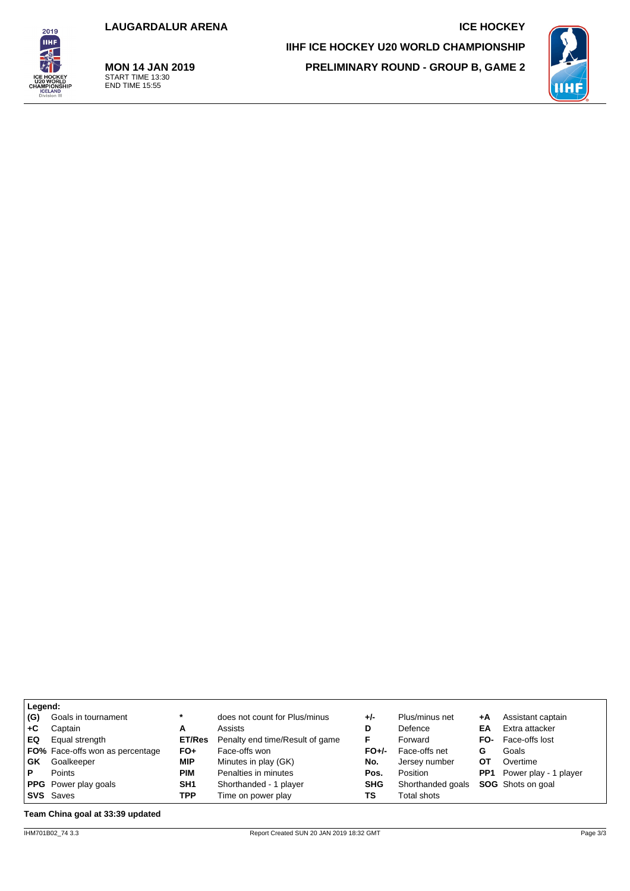**LAUGARDALUR ARENA**

**ICE HOCKEY**

**IIHF ICE HOCKEY U20 WORLD CHAMPIONSHIP**

**MON 14 JAN 2019**
START TIME 13:30
END TIME 15:55

**PRELIMINARY ROUND - GROUP B, GAME 2**

**Legend:**

| | | | | | | | |
|---|---|---|---|---|---|---|---|
| **(G)** | Goals in tournament | ***** | does not count for Plus/minus | **+/-** | Plus/minus net | **+A** | Assistant captain |
| **+C** | Captain | **A** | Assists | **D** | Defence | **EA** | Extra attacker |
| **EQ** | Equal strength | **ET/Res** | Penalty end time/Result of game | **F** | Forward | **FO-** | Face-offs lost |
| **FO%** | Face-offs won as percentage | **FO+** | Face-offs won | **FO+/-** | Face-offs net | **G** | Goals |
| **GK** | Goalkeeper | **MIP** | Minutes in play (GK) | **No.** | Jersey number | **OT** | Overtime |
| **P** | Points | **PIM** | Penalties in minutes | **Pos.** | Position | **PP1** | Power play - 1 player |
| **PPG** | Power play goals | **SH1** | Shorthanded - 1 player | **SHG** | Shorthanded goals | **SOG** | Shots on goal |
| **SVS** | Saves | **TPP** | Time on power play | **TS** | Total shots | | |

**Team China goal at 33:39 updated**

IHM701B02_74 3.3 Report Created SUN 20 JAN 2019 18:32 GMT